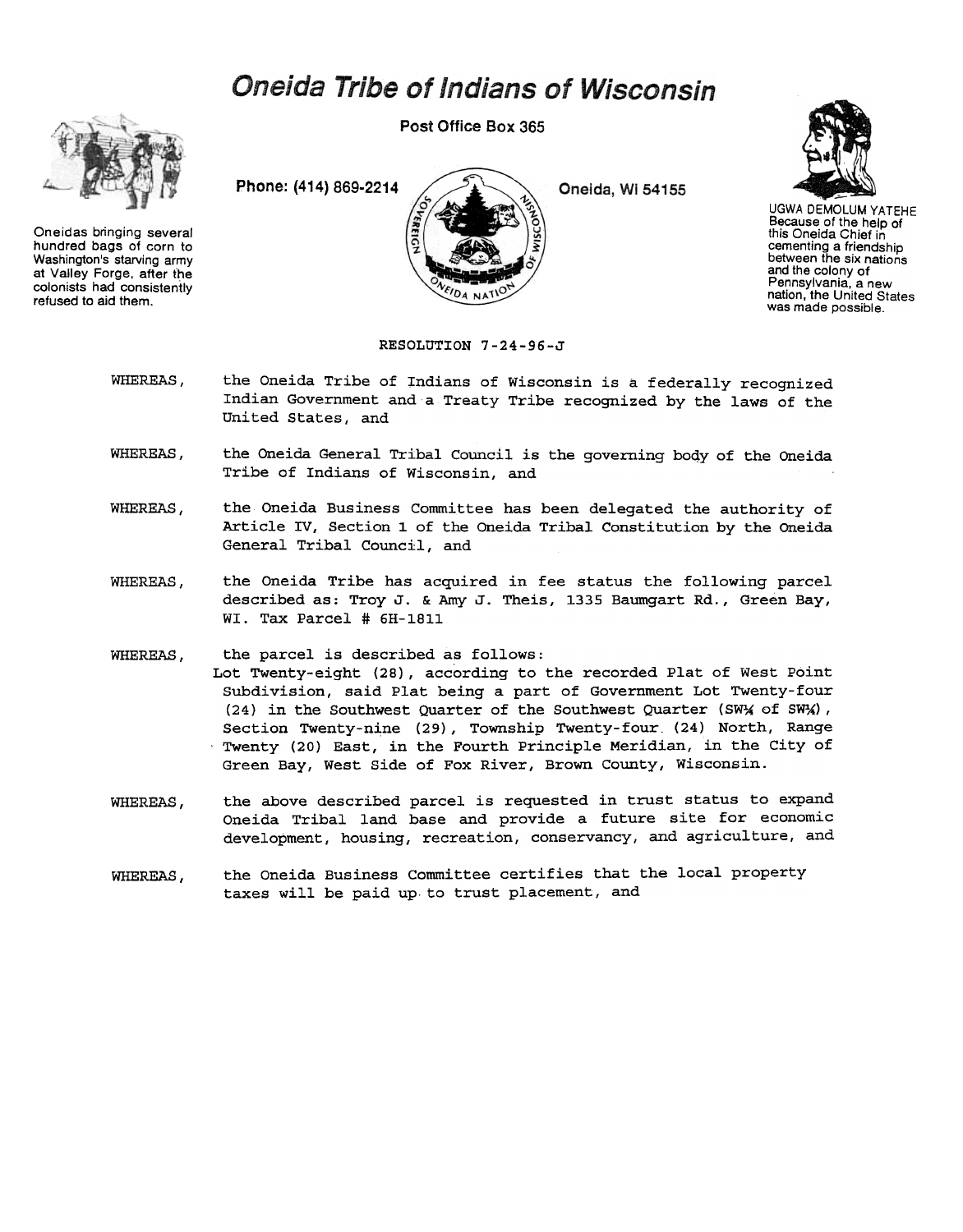# Oneida Tribe of Indians of Wisconsin

Post Office Box 365

Phone: (414) 869-2214

Oneida, Wi 54155

Oneidas bringing several hundred bags of corn to Washington's starving army at Valley Forge, after the colonists had consistently refused to aid them.

UGWA DEMOLUM YATEHE Because of the help of this Oneida Chief in cementing a friendship between the six nations and the colony of Pennsylvania, a new nation, the United States was made possible.

RESOLUTION 7-24-96-J

WHEREAS, the Oneida Tribe of Indians of Wisconsin is a federally recognized Indian Government and a Treaty Tribe recognized by the laws of the United States, and

WHEREAS, the Oneida General Tribal Council is the governing body of the Oneida Tribe of Indians of Wisconsin, and

WHEREAS, the Oneida Business Committee has been delegated the authority of Article IV, Section 1 of the Oneida Tribal Constitution by the Oneida General Tribal Council, and

WHEREAS, the Oneida Tribe has acquired in fee status the following parcel described as: Troy J. & Amy J. Theis, 1335 Baumgart Rd., Green Bay, WI. Tax Parcel # 6H-1811

WHEREAS, the parcel is described as follows:
Lot Twenty-eight (28), according to the recorded Plat of West Point Subdivision, said Plat being a part of Government Lot Twenty-four (24) in the Southwest Quarter of the Southwest Quarter (SW¼ of SW¼), Section Twenty-nine (29), Township Twenty-four (24) North, Range Twenty (20) East, in the Fourth Principle Meridian, in the City of Green Bay, West Side of Fox River, Brown County, Wisconsin.

WHEREAS, the above described parcel is requested in trust status to expand Oneida Tribal land base and provide a future site for economic development, housing, recreation, conservancy, and agriculture, and

WHEREAS, the Oneida Business Committee certifies that the local property taxes will be paid up to trust placement, and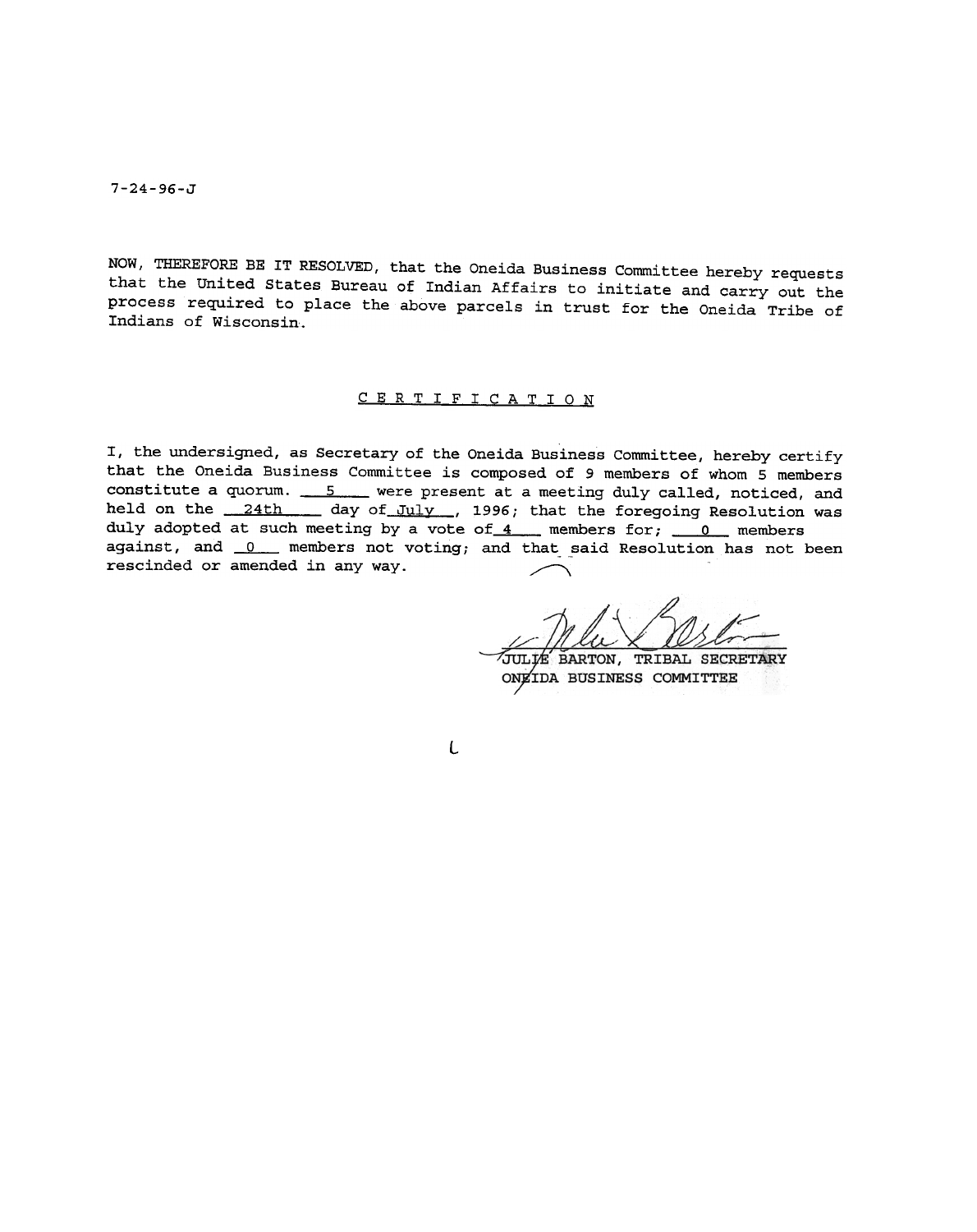7-24-96-J

NOW, THEREFORE BE IT RESOLVED, that the Oneida Business Committee hereby requests that the United States Bureau of Indian Affairs to initiate and carry out the process required to place the above parcels in trust for the Oneida Tribe of Indians of Wisconsin.

## C E R T I F I C A T I O N

I, the undersigned, as Secretary of the Oneida Business Committee, hereby certify that the Oneida Business Committee is composed of 9 members of whom 5 members constitute a quorum. 5 were present at a meeting duly called, noticed, and held on the 24th day of July, 1996; that the foregoing Resolution was duly adopted at such meeting by a vote of 4 members for; 0 members against, and 0 members not voting; and that said Resolution has not been rescinded or amended in any way.

JULIE BARTON, TRIBAL SECRETARY
ONEIDA BUSINESS COMMITTEE